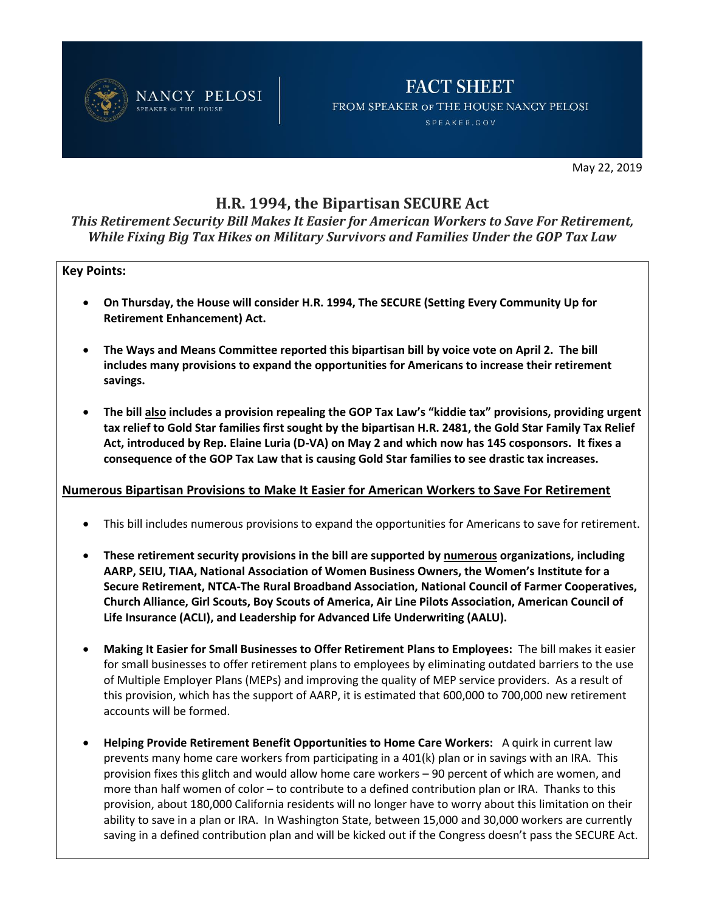NANCY PELOSI
SPEAKER OF THE HOUSE

**FACT SHEET**
FROM SPEAKER OF THE HOUSE NANCY PELOSI
SPEAKER.GOV

May 22, 2019

# H.R. 1994, the Bipartisan SECURE Act

***This Retirement Security Bill Makes It Easier for American Workers to Save For Retirement, While Fixing Big Tax Hikes on Military Survivors and Families Under the GOP Tax Law***

**Key Points:**

- **On Thursday, the House will consider H.R. 1994, The SECURE (Setting Every Community Up for Retirement Enhancement) Act.**
- **The Ways and Means Committee reported this bipartisan bill by voice vote on April 2. The bill includes many provisions to expand the opportunities for Americans to increase their retirement savings.**
- **The bill <u>also</u> includes a provision repealing the GOP Tax Law's "kiddie tax" provisions, providing urgent tax relief to Gold Star families first sought by the bipartisan H.R. 2481, the Gold Star Family Tax Relief Act, introduced by Rep. Elaine Luria (D-VA) on May 2 and which now has 145 cosponsors. It fixes a consequence of the GOP Tax Law that is causing Gold Star families to see drastic tax increases.**

## <u>Numerous Bipartisan Provisions to Make It Easier for American Workers to Save For Retirement</u>

- This bill includes numerous provisions to expand the opportunities for Americans to save for retirement.
- **These retirement security provisions in the bill are supported by <u>numerous</u> organizations, including AARP, SEIU, TIAA, National Association of Women Business Owners, the Women's Institute for a Secure Retirement, NTCA-The Rural Broadband Association, National Council of Farmer Cooperatives, Church Alliance, Girl Scouts, Boy Scouts of America, Air Line Pilots Association, American Council of Life Insurance (ACLI), and Leadership for Advanced Life Underwriting (AALU).**
- **Making It Easier for Small Businesses to Offer Retirement Plans to Employees:** The bill makes it easier for small businesses to offer retirement plans to employees by eliminating outdated barriers to the use of Multiple Employer Plans (MEPs) and improving the quality of MEP service providers. As a result of this provision, which has the support of AARP, it is estimated that 600,000 to 700,000 new retirement accounts will be formed.
- **Helping Provide Retirement Benefit Opportunities to Home Care Workers:** A quirk in current law prevents many home care workers from participating in a 401(k) plan or in savings with an IRA. This provision fixes this glitch and would allow home care workers – 90 percent of which are women, and more than half women of color – to contribute to a defined contribution plan or IRA. Thanks to this provision, about 180,000 California residents will no longer have to worry about this limitation on their ability to save in a plan or IRA. In Washington State, between 15,000 and 30,000 workers are currently saving in a defined contribution plan and will be kicked out if the Congress doesn't pass the SECURE Act.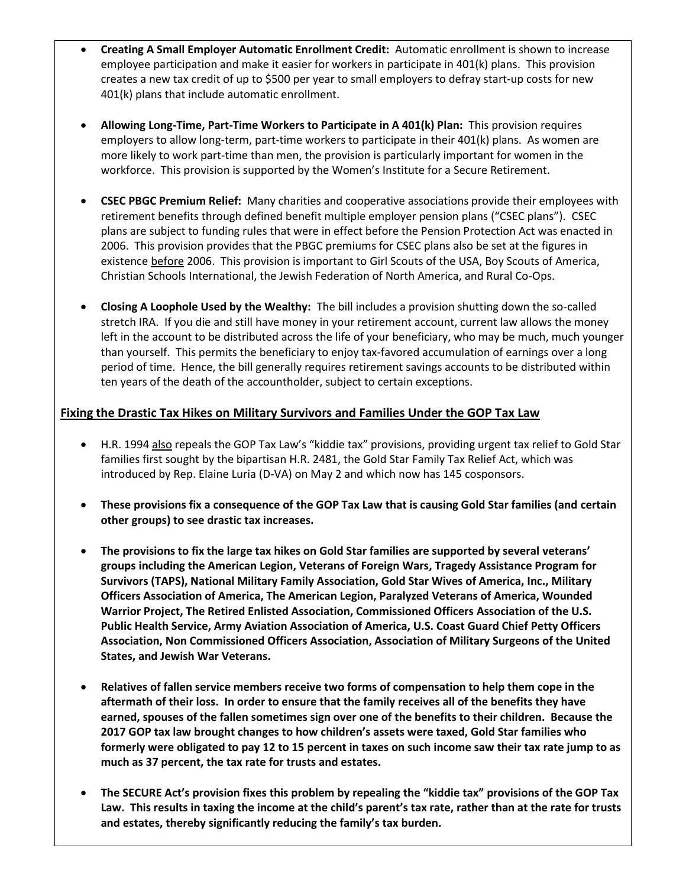- **Creating A Small Employer Automatic Enrollment Credit:** Automatic enrollment is shown to increase employee participation and make it easier for workers in participate in 401(k) plans. This provision creates a new tax credit of up to $500 per year to small employers to defray start-up costs for new 401(k) plans that include automatic enrollment.

- **Allowing Long-Time, Part-Time Workers to Participate in A 401(k) Plan:** This provision requires employers to allow long-term, part-time workers to participate in their 401(k) plans. As women are more likely to work part-time than men, the provision is particularly important for women in the workforce. This provision is supported by the Women's Institute for a Secure Retirement.

- **CSEC PBGC Premium Relief:** Many charities and cooperative associations provide their employees with retirement benefits through defined benefit multiple employer pension plans ("CSEC plans"). CSEC plans are subject to funding rules that were in effect before the Pension Protection Act was enacted in 2006. This provision provides that the PBGC premiums for CSEC plans also be set at the figures in existence <u>before</u> 2006. This provision is important to Girl Scouts of the USA, Boy Scouts of America, Christian Schools International, the Jewish Federation of North America, and Rural Co-Ops.

- **Closing A Loophole Used by the Wealthy:** The bill includes a provision shutting down the so-called stretch IRA. If you die and still have money in your retirement account, current law allows the money left in the account to be distributed across the life of your beneficiary, who may be much, much younger than yourself. This permits the beneficiary to enjoy tax-favored accumulation of earnings over a long period of time. Hence, the bill generally requires retirement savings accounts to be distributed within ten years of the death of the accountholder, subject to certain exceptions.

## <u>Fixing the Drastic Tax Hikes on Military Survivors and Families Under the GOP Tax Law</u>

- H.R. 1994 <u>also</u> repeals the GOP Tax Law's "kiddie tax" provisions, providing urgent tax relief to Gold Star families first sought by the bipartisan H.R. 2481, the Gold Star Family Tax Relief Act, which was introduced by Rep. Elaine Luria (D-VA) on May 2 and which now has 145 cosponsors.

- **These provisions fix a consequence of the GOP Tax Law that is causing Gold Star families (and certain other groups) to see drastic tax increases.**

- **The provisions to fix the large tax hikes on Gold Star families are supported by several veterans' groups including the American Legion, Veterans of Foreign Wars, Tragedy Assistance Program for Survivors (TAPS), National Military Family Association, Gold Star Wives of America, Inc., Military Officers Association of America, The American Legion, Paralyzed Veterans of America, Wounded Warrior Project, The Retired Enlisted Association, Commissioned Officers Association of the U.S. Public Health Service, Army Aviation Association of America, U.S. Coast Guard Chief Petty Officers Association, Non Commissioned Officers Association, Association of Military Surgeons of the United States, and Jewish War Veterans.**

- **Relatives of fallen service members receive two forms of compensation to help them cope in the aftermath of their loss. In order to ensure that the family receives all of the benefits they have earned, spouses of the fallen sometimes sign over one of the benefits to their children. Because the 2017 GOP tax law brought changes to how children's assets were taxed, Gold Star families who formerly were obligated to pay 12 to 15 percent in taxes on such income saw their tax rate jump to as much as 37 percent, the tax rate for trusts and estates.**

- **The SECURE Act's provision fixes this problem by repealing the "kiddie tax" provisions of the GOP Tax Law. This results in taxing the income at the child's parent's tax rate, rather than at the rate for trusts and estates, thereby significantly reducing the family's tax burden.**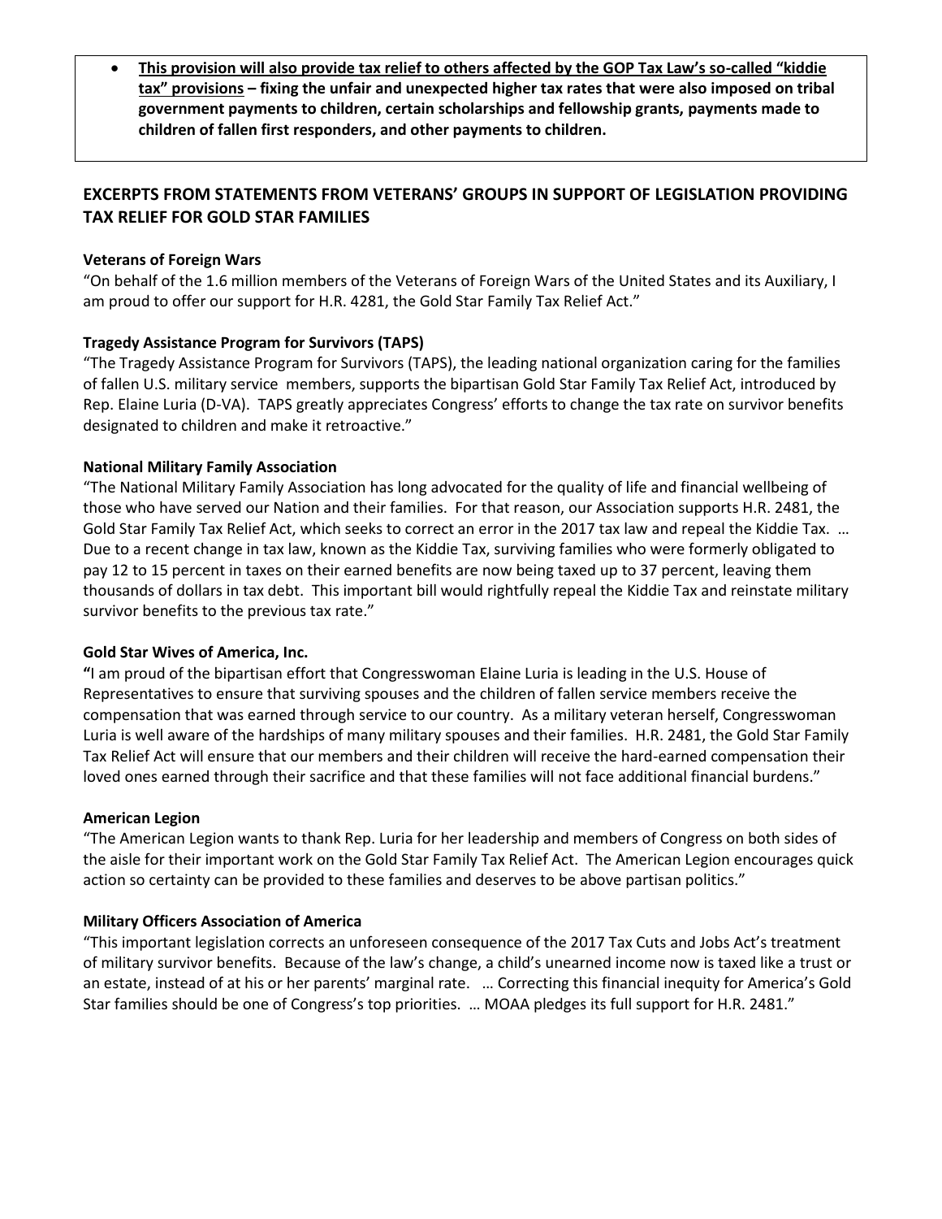- **<u>This provision will also provide tax relief to others affected by the GOP Tax Law's so-called "kiddie tax" provisions</u> – fixing the unfair and unexpected higher tax rates that were also imposed on tribal government payments to children, certain scholarships and fellowship grants, payments made to children of fallen first responders, and other payments to children.**

## EXCERPTS FROM STATEMENTS FROM VETERANS' GROUPS IN SUPPORT OF LEGISLATION PROVIDING TAX RELIEF FOR GOLD STAR FAMILIES

**Veterans of Foreign Wars**

"On behalf of the 1.6 million members of the Veterans of Foreign Wars of the United States and its Auxiliary, I am proud to offer our support for H.R. 4281, the Gold Star Family Tax Relief Act."

**Tragedy Assistance Program for Survivors (TAPS)**

"The Tragedy Assistance Program for Survivors (TAPS), the leading national organization caring for the families of fallen U.S. military service members, supports the bipartisan Gold Star Family Tax Relief Act, introduced by Rep. Elaine Luria (D-VA). TAPS greatly appreciates Congress' efforts to change the tax rate on survivor benefits designated to children and make it retroactive."

**National Military Family Association**

"The National Military Family Association has long advocated for the quality of life and financial wellbeing of those who have served our Nation and their families. For that reason, our Association supports H.R. 2481, the Gold Star Family Tax Relief Act, which seeks to correct an error in the 2017 tax law and repeal the Kiddie Tax. … Due to a recent change in tax law, known as the Kiddie Tax, surviving families who were formerly obligated to pay 12 to 15 percent in taxes on their earned benefits are now being taxed up to 37 percent, leaving them thousands of dollars in tax debt. This important bill would rightfully repeal the Kiddie Tax and reinstate military survivor benefits to the previous tax rate."

**Gold Star Wives of America, Inc.**

**"**I am proud of the bipartisan effort that Congresswoman Elaine Luria is leading in the U.S. House of Representatives to ensure that surviving spouses and the children of fallen service members receive the compensation that was earned through service to our country. As a military veteran herself, Congresswoman Luria is well aware of the hardships of many military spouses and their families. H.R. 2481, the Gold Star Family Tax Relief Act will ensure that our members and their children will receive the hard-earned compensation their loved ones earned through their sacrifice and that these families will not face additional financial burdens."

**American Legion**

"The American Legion wants to thank Rep. Luria for her leadership and members of Congress on both sides of the aisle for their important work on the Gold Star Family Tax Relief Act. The American Legion encourages quick action so certainty can be provided to these families and deserves to be above partisan politics."

**Military Officers Association of America**

"This important legislation corrects an unforeseen consequence of the 2017 Tax Cuts and Jobs Act's treatment of military survivor benefits. Because of the law's change, a child's unearned income now is taxed like a trust or an estate, instead of at his or her parents' marginal rate. … Correcting this financial inequity for America's Gold Star families should be one of Congress's top priorities. … MOAA pledges its full support for H.R. 2481."